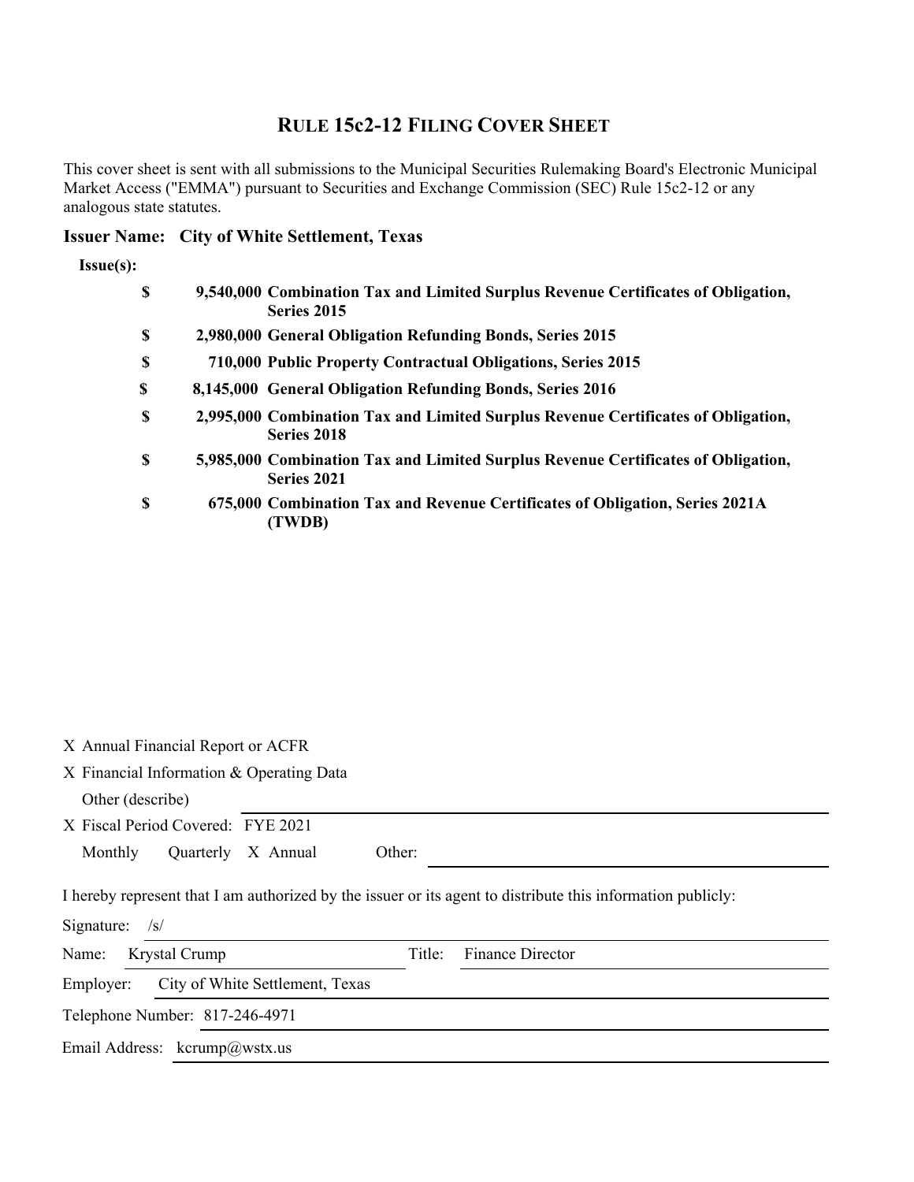# RULE 15c2-12 FILING COVER SHEET

This cover sheet is sent with all submissions to the Municipal Securities Rulemaking Board's Electronic Municipal Market Access ("EMMA") pursuant to Securities and Exchange Commission (SEC) Rule 15c2-12 or any analogous state statutes.

**Issuer Name: City of White Settlement, Texas**

**Issue(s):**

| | | |
|---|---|---|
| **$** | **9,540,000** | **Combination Tax and Limited Surplus Revenue Certificates of Obligation, Series 2015** |
| **$** | **2,980,000** | **General Obligation Refunding Bonds, Series 2015** |
| **$** | **710,000** | **Public Property Contractual Obligations, Series 2015** |
| **$** | **8,145,000** | **General Obligation Refunding Bonds, Series 2016** |
| **$** | **2,995,000** | **Combination Tax and Limited Surplus Revenue Certificates of Obligation, Series 2018** |
| **$** | **5,985,000** | **Combination Tax and Limited Surplus Revenue Certificates of Obligation, Series 2021** |
| **$** | **675,000** | **Combination Tax and Revenue Certificates of Obligation, Series 2021A (TWDB)** |

X Annual Financial Report or ACFR

X Financial Information & Operating Data

Other (describe)

X Fiscal Period Covered: FYE 2021

Monthly Quarterly X Annual Other:

I hereby represent that I am authorized by the issuer or its agent to distribute this information publicly:

Signature: /s/

Name: Krystal Crump Title: Finance Director

Employer: City of White Settlement, Texas

Telephone Number: 817-246-4971

Email Address: kcrump@wstx.us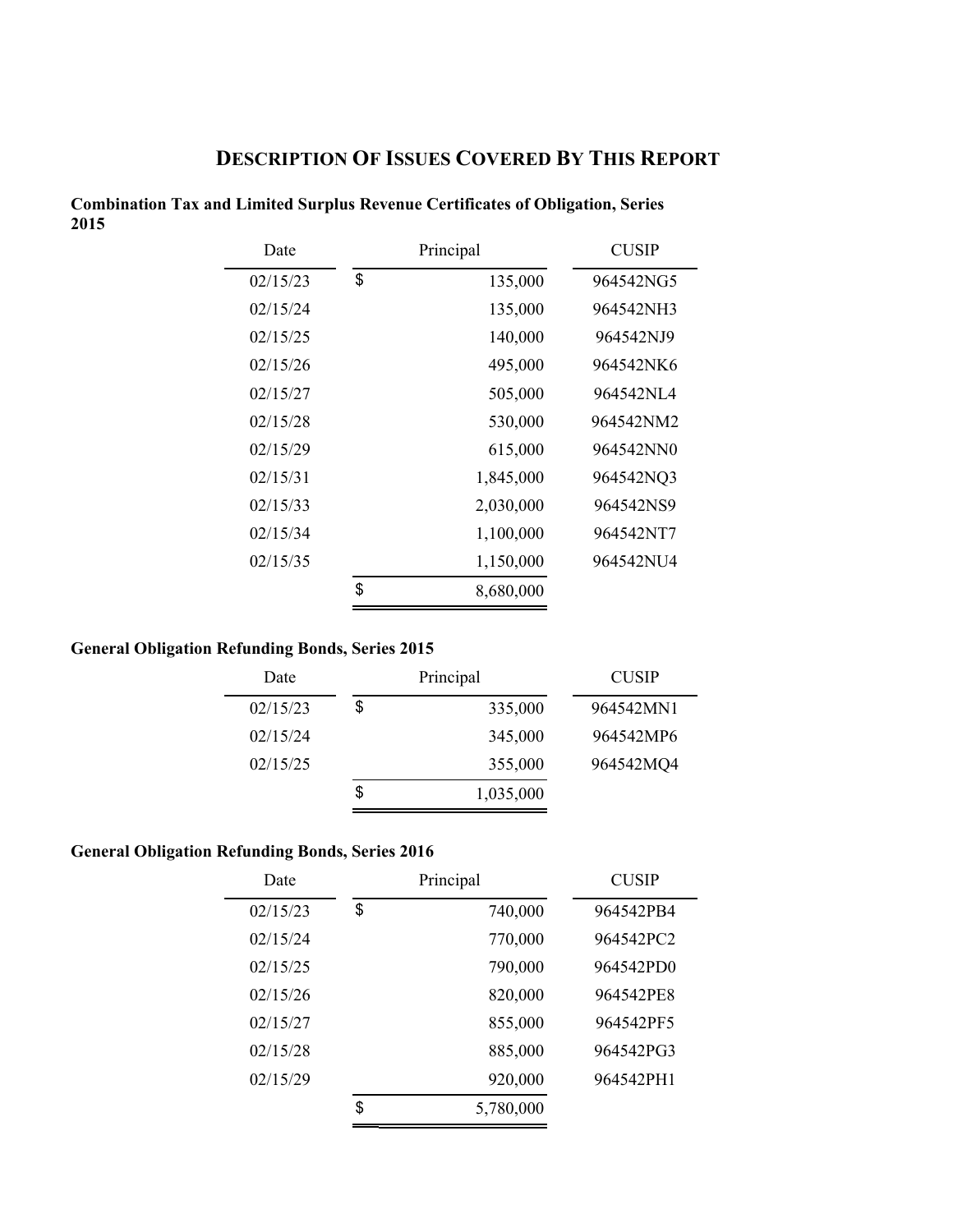# DESCRIPTION OF ISSUES COVERED BY THIS REPORT

**Combination Tax and Limited Surplus Revenue Certificates of Obligation, Series 2015**

| Date | Principal | CUSIP |
|---|---|---|
| 02/15/23 | $ 135,000 | 964542NG5 |
| 02/15/24 | 135,000 | 964542NH3 |
| 02/15/25 | 140,000 | 964542NJ9 |
| 02/15/26 | 495,000 | 964542NK6 |
| 02/15/27 | 505,000 | 964542NL4 |
| 02/15/28 | 530,000 | 964542NM2 |
| 02/15/29 | 615,000 | 964542NN0 |
| 02/15/31 | 1,845,000 | 964542NQ3 |
| 02/15/33 | 2,030,000 | 964542NS9 |
| 02/15/34 | 1,100,000 | 964542NT7 |
| 02/15/35 | 1,150,000 | 964542NU4 |
| | $ 8,680,000 | |

**General Obligation Refunding Bonds, Series 2015**

| Date | Principal | CUSIP |
|---|---|---|
| 02/15/23 | $ 335,000 | 964542MN1 |
| 02/15/24 | 345,000 | 964542MP6 |
| 02/15/25 | 355,000 | 964542MQ4 |
| | $ 1,035,000 | |

**General Obligation Refunding Bonds, Series 2016**

| Date | Principal | CUSIP |
|---|---|---|
| 02/15/23 | $ 740,000 | 964542PB4 |
| 02/15/24 | 770,000 | 964542PC2 |
| 02/15/25 | 790,000 | 964542PD0 |
| 02/15/26 | 820,000 | 964542PE8 |
| 02/15/27 | 855,000 | 964542PF5 |
| 02/15/28 | 885,000 | 964542PG3 |
| 02/15/29 | 920,000 | 964542PH1 |
| | $ 5,780,000 | |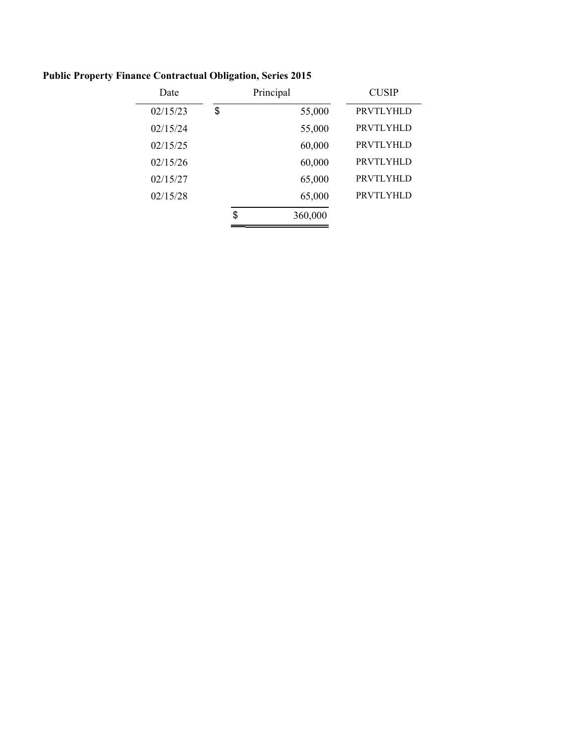**Public Property Finance Contractual Obligation, Series 2015**

| Date | Principal | CUSIP |
|---|---|---|
| 02/15/23 | $ 55,000 | PRVTLYHLD |
| 02/15/24 | 55,000 | PRVTLYHLD |
| 02/15/25 | 60,000 | PRVTLYHLD |
| 02/15/26 | 60,000 | PRVTLYHLD |
| 02/15/27 | 65,000 | PRVTLYHLD |
| 02/15/28 | 65,000 | PRVTLYHLD |
| | $ 360,000 | |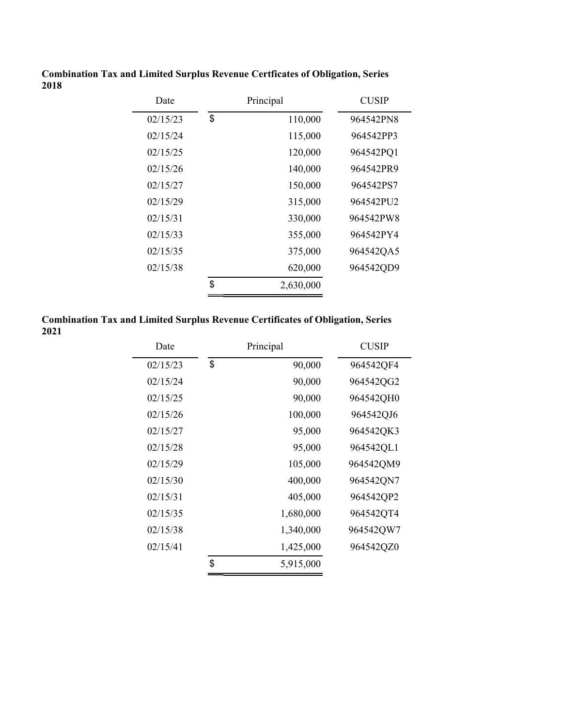**Combination Tax and Limited Surplus Revenue Certficates of Obligation, Series 2018**

| Date | Principal | CUSIP |
|---|---|---|
| 02/15/23 | $ 110,000 | 964542PN8 |
| 02/15/24 | 115,000 | 964542PP3 |
| 02/15/25 | 120,000 | 964542PQ1 |
| 02/15/26 | 140,000 | 964542PR9 |
| 02/15/27 | 150,000 | 964542PS7 |
| 02/15/29 | 315,000 | 964542PU2 |
| 02/15/31 | 330,000 | 964542PW8 |
| 02/15/33 | 355,000 | 964542PY4 |
| 02/15/35 | 375,000 | 964542QA5 |
| 02/15/38 | 620,000 | 964542QD9 |
| | $ 2,630,000 | |

**Combination Tax and Limited Surplus Revenue Certificates of Obligation, Series 2021**

| Date | Principal | CUSIP |
|---|---|---|
| 02/15/23 | $ 90,000 | 964542QF4 |
| 02/15/24 | 90,000 | 964542QG2 |
| 02/15/25 | 90,000 | 964542QH0 |
| 02/15/26 | 100,000 | 964542QJ6 |
| 02/15/27 | 95,000 | 964542QK3 |
| 02/15/28 | 95,000 | 964542QL1 |
| 02/15/29 | 105,000 | 964542QM9 |
| 02/15/30 | 400,000 | 964542QN7 |
| 02/15/31 | 405,000 | 964542QP2 |
| 02/15/35 | 1,680,000 | 964542QT4 |
| 02/15/38 | 1,340,000 | 964542QW7 |
| 02/15/41 | 1,425,000 | 964542QZ0 |
| | $ 5,915,000 | |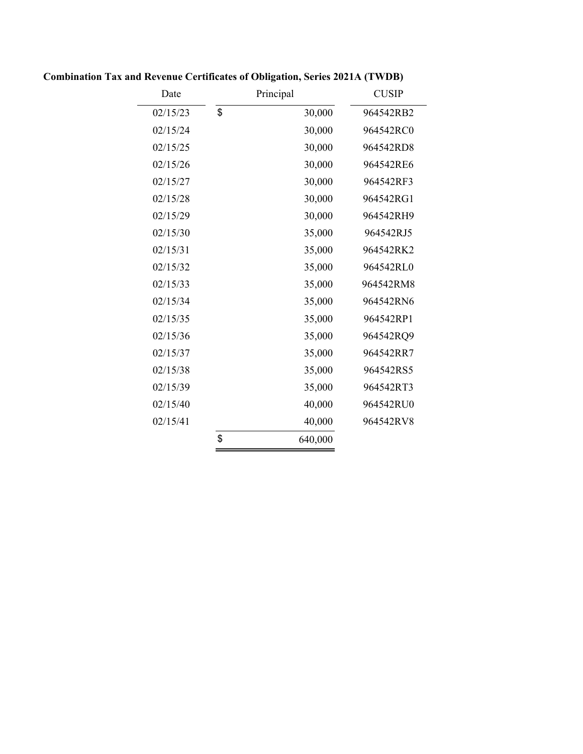**Combination Tax and Revenue Certificates of Obligation, Series 2021A (TWDB)**

| Date | Principal | CUSIP |
|---|---|---|
| 02/15/23 | $ 30,000 | 964542RB2 |
| 02/15/24 | 30,000 | 964542RC0 |
| 02/15/25 | 30,000 | 964542RD8 |
| 02/15/26 | 30,000 | 964542RE6 |
| 02/15/27 | 30,000 | 964542RF3 |
| 02/15/28 | 30,000 | 964542RG1 |
| 02/15/29 | 30,000 | 964542RH9 |
| 02/15/30 | 35,000 | 964542RJ5 |
| 02/15/31 | 35,000 | 964542RK2 |
| 02/15/32 | 35,000 | 964542RL0 |
| 02/15/33 | 35,000 | 964542RM8 |
| 02/15/34 | 35,000 | 964542RN6 |
| 02/15/35 | 35,000 | 964542RP1 |
| 02/15/36 | 35,000 | 964542RQ9 |
| 02/15/37 | 35,000 | 964542RR7 |
| 02/15/38 | 35,000 | 964542RS5 |
| 02/15/39 | 35,000 | 964542RT3 |
| 02/15/40 | 40,000 | 964542RU0 |
| 02/15/41 | 40,000 | 964542RV8 |
| | $ 640,000 | |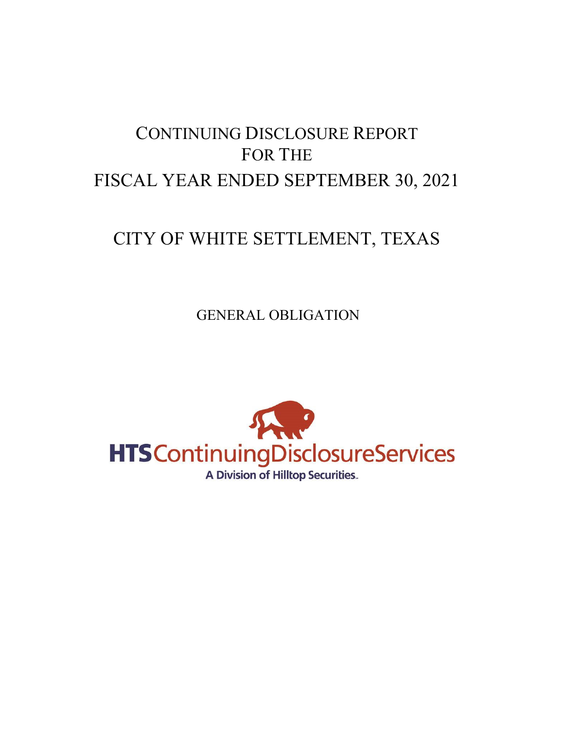# CONTINUING DISCLOSURE REPORT FOR THE FISCAL YEAR ENDED SEPTEMBER 30, 2021

# CITY OF WHITE SETTLEMENT, TEXAS

GENERAL OBLIGATION

HTSContinuingDisclosureServices

A Division of Hilltop Securities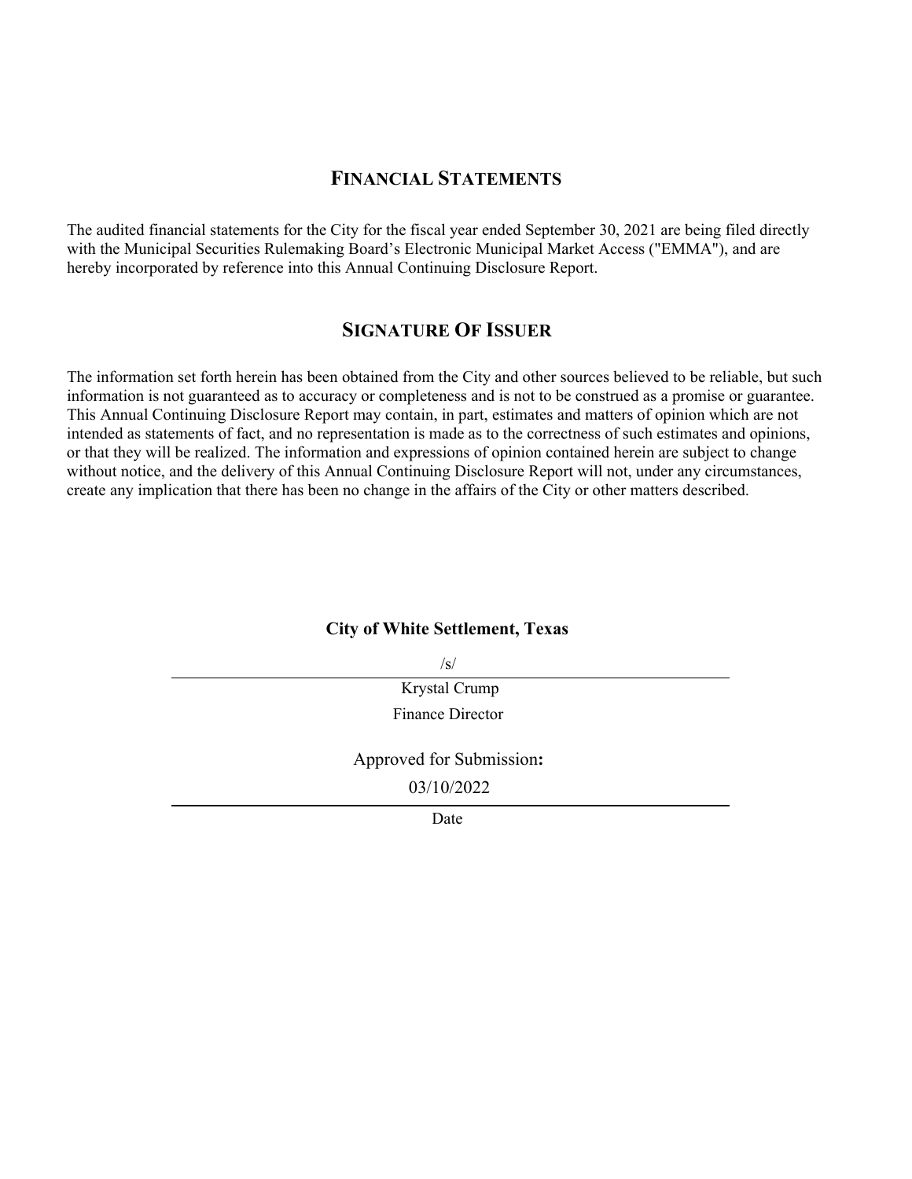## FINANCIAL STATEMENTS

The audited financial statements for the City for the fiscal year ended September 30, 2021 are being filed directly with the Municipal Securities Rulemaking Board's Electronic Municipal Market Access ("EMMA"), and are hereby incorporated by reference into this Annual Continuing Disclosure Report.

## SIGNATURE OF ISSUER

The information set forth herein has been obtained from the City and other sources believed to be reliable, but such information is not guaranteed as to accuracy or completeness and is not to be construed as a promise or guarantee. This Annual Continuing Disclosure Report may contain, in part, estimates and matters of opinion which are not intended as statements of fact, and no representation is made as to the correctness of such estimates and opinions, or that they will be realized. The information and expressions of opinion contained herein are subject to change without notice, and the delivery of this Annual Continuing Disclosure Report will not, under any circumstances, create any implication that there has been no change in the affairs of the City or other matters described.

**City of White Settlement, Texas**

/s/

Krystal Crump

Finance Director

Approved for Submission**:**

03/10/2022

Date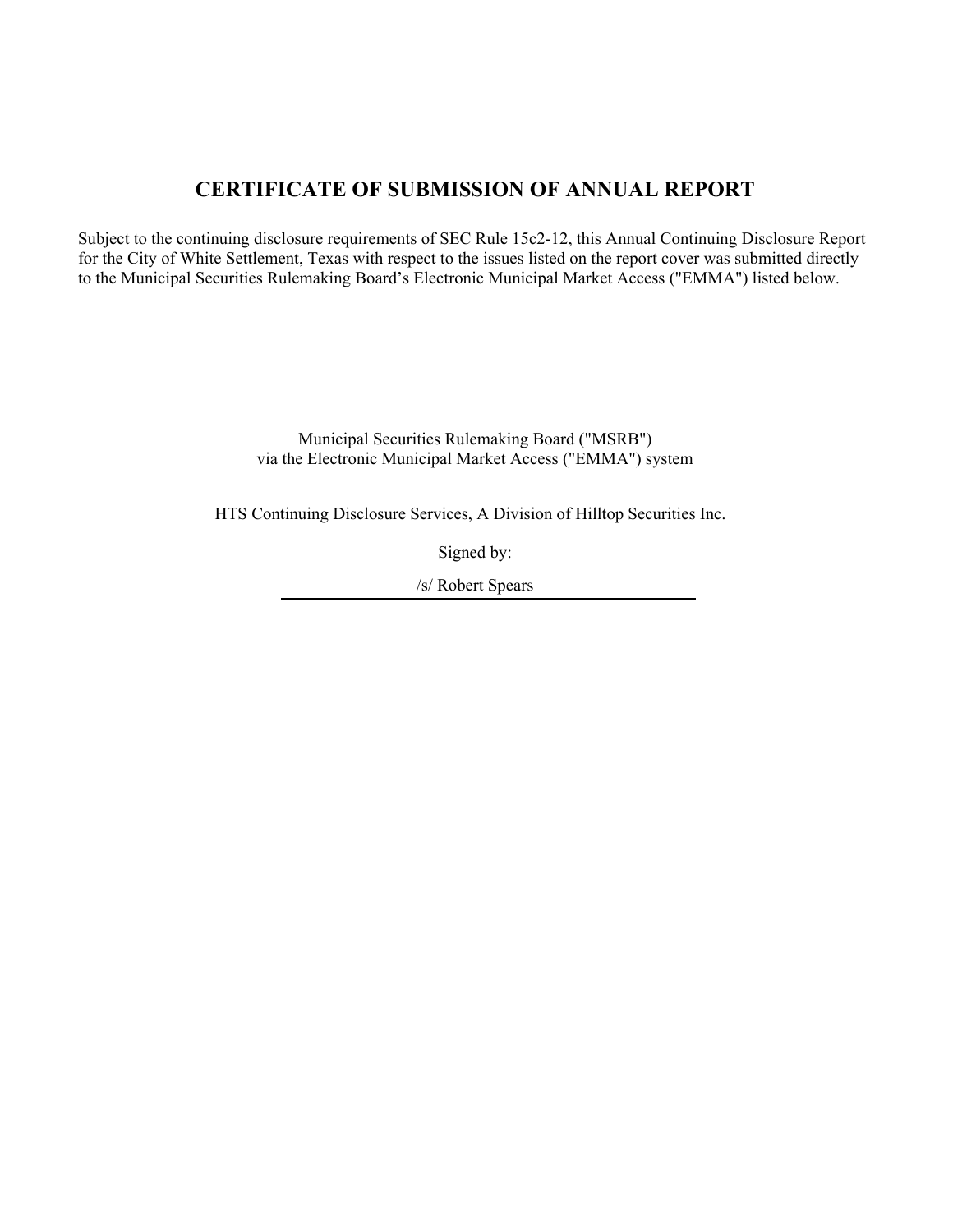# CERTIFICATE OF SUBMISSION OF ANNUAL REPORT

Subject to the continuing disclosure requirements of SEC Rule 15c2-12, this Annual Continuing Disclosure Report for the City of White Settlement, Texas with respect to the issues listed on the report cover was submitted directly to the Municipal Securities Rulemaking Board's Electronic Municipal Market Access ("EMMA") listed below.

Municipal Securities Rulemaking Board ("MSRB")
via the Electronic Municipal Market Access ("EMMA") system

HTS Continuing Disclosure Services, A Division of Hilltop Securities Inc.

Signed by:

/s/ Robert Spears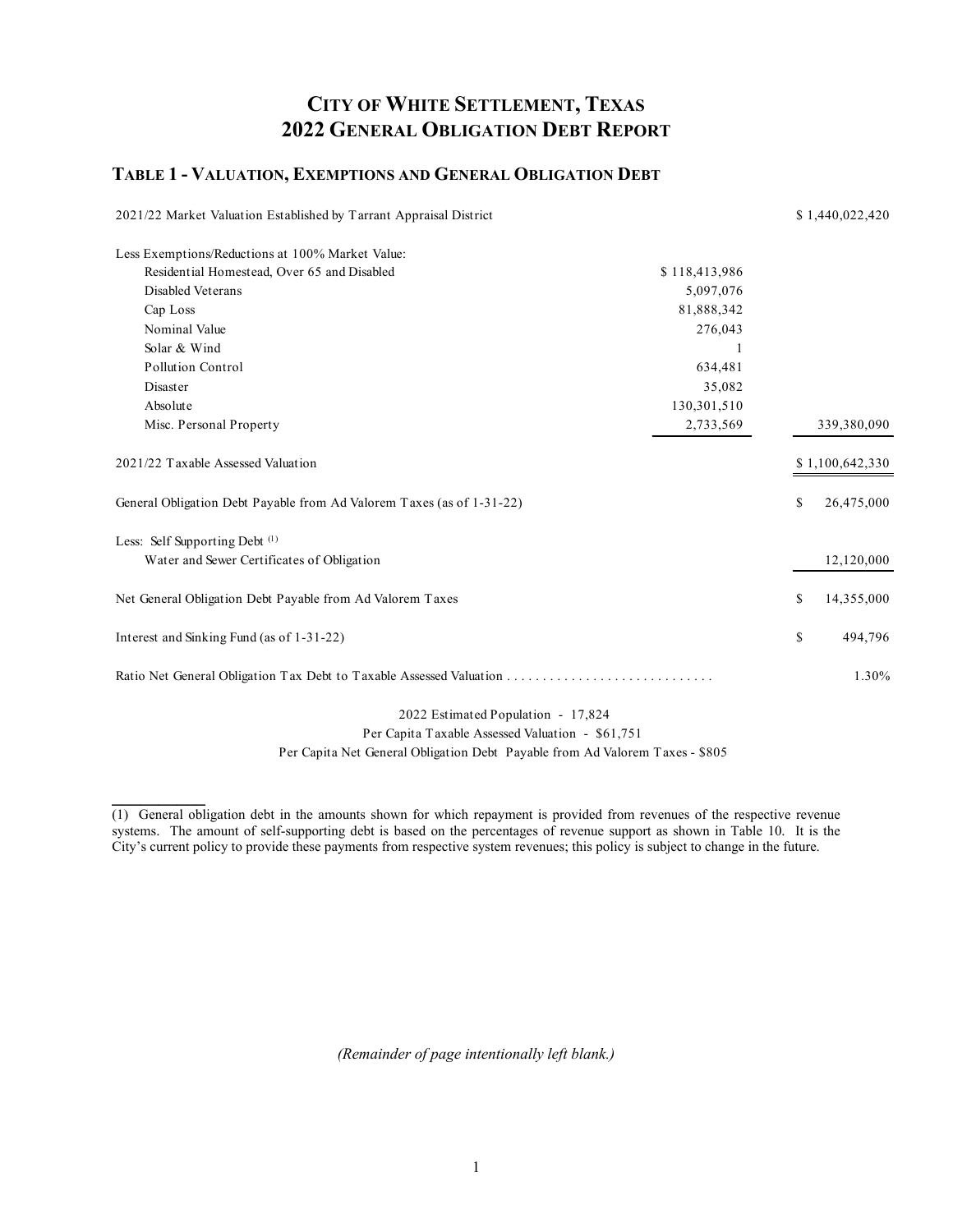# CITY OF WHITE SETTLEMENT, TEXAS
# 2022 GENERAL OBLIGATION DEBT REPORT

## TABLE 1 - VALUATION, EXEMPTIONS AND GENERAL OBLIGATION DEBT

| | | |
|---|---|---|
| 2021/22 Market Valuation Established by Tarrant Appraisal District | | $ 1,440,022,420 |
| Less Exemptions/Reductions at 100% Market Value: | | |
| Residential Homestead, Over 65 and Disabled | $ 118,413,986 | |
| Disabled Veterans | 5,097,076 | |
| Cap Loss | 81,888,342 | |
| Nominal Value | 276,043 | |
| Solar & Wind | 1 | |
| Pollution Control | 634,481 | |
| Disaster | 35,082 | |
| Absolute | 130,301,510 | |
| Misc. Personal Property | 2,733,569 | 339,380,090 |
| 2021/22 Taxable Assessed Valuation | | $ 1,100,642,330 |
| General Obligation Debt Payable from Ad Valorem Taxes (as of 1-31-22) | | $ 26,475,000 |
| Less: Self Supporting Debt [1] | | |
| Water and Sewer Certificates of Obligation | | 12,120,000 |
| Net General Obligation Debt Payable from Ad Valorem Taxes | | $ 14,355,000 |
| Interest and Sinking Fund (as of 1-31-22) | | $ 494,796 |
| Ratio Net General Obligation Tax Debt to Taxable Assessed Valuation | | 1.30% |

2022 Estimated Population - 17,824

Per Capita Taxable Assessed Valuation - $61,751

Per Capita Net General Obligation Debt Payable from Ad Valorem Taxes - $805

---

(1) General obligation debt in the amounts shown for which repayment is provided from revenues of the respective revenue systems. The amount of self-supporting debt is based on the percentages of revenue support as shown in Table 10. It is the City's current policy to provide these payments from respective system revenues; this policy is subject to change in the future.

*(Remainder of page intentionally left blank.)*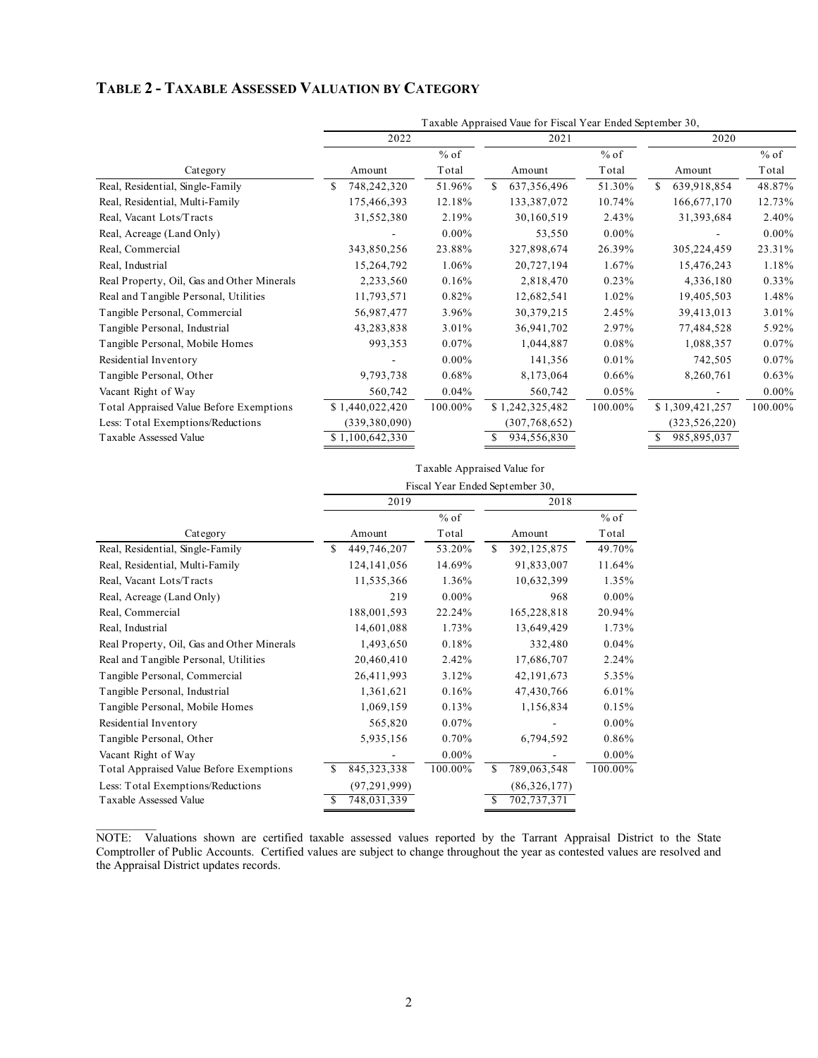## TABLE 2 - TAXABLE ASSESSED VALUATION BY CATEGORY

| | Taxable Appraised Vaue for Fiscal Year Ended September 30, | | | | | |
|---|---|---|---|---|---|---|
| | 2022 | | 2021 | | 2020 | |
| Category | Amount | % of Total | Amount | % of Total | Amount | % of Total |
| Real, Residential, Single-Family | $ 748,242,320 | 51.96% | $ 637,356,496 | 51.30% | $ 639,918,854 | 48.87% |
| Real, Residential, Multi-Family | 175,466,393 | 12.18% | 133,387,072 | 10.74% | 166,677,170 | 12.73% |
| Real, Vacant Lots/Tracts | 31,552,380 | 2.19% | 30,160,519 | 2.43% | 31,393,684 | 2.40% |
| Real, Acreage (Land Only) | - | 0.00% | 53,550 | 0.00% | - | 0.00% |
| Real, Commercial | 343,850,256 | 23.88% | 327,898,674 | 26.39% | 305,224,459 | 23.31% |
| Real, Industrial | 15,264,792 | 1.06% | 20,727,194 | 1.67% | 15,476,243 | 1.18% |
| Real Property, Oil, Gas and Other Minerals | 2,233,560 | 0.16% | 2,818,470 | 0.23% | 4,336,180 | 0.33% |
| Real and Tangible Personal, Utilities | 11,793,571 | 0.82% | 12,682,541 | 1.02% | 19,405,503 | 1.48% |
| Tangible Personal, Commercial | 56,987,477 | 3.96% | 30,379,215 | 2.45% | 39,413,013 | 3.01% |
| Tangible Personal, Industrial | 43,283,838 | 3.01% | 36,941,702 | 2.97% | 77,484,528 | 5.92% |
| Tangible Personal, Mobile Homes | 993,353 | 0.07% | 1,044,887 | 0.08% | 1,088,357 | 0.07% |
| Residential Inventory | - | 0.00% | 141,356 | 0.01% | 742,505 | 0.07% |
| Tangible Personal, Other | 9,793,738 | 0.68% | 8,173,064 | 0.66% | 8,260,761 | 0.63% |
| Vacant Right of Way | 560,742 | 0.04% | 560,742 | 0.05% | - | 0.00% |
| Total Appraised Value Before Exemptions | $ 1,440,022,420 | 100.00% | $ 1,242,325,482 | 100.00% | $ 1,309,421,257 | 100.00% |
| Less: Total Exemptions/Reductions | (339,380,090) | | (307,768,652) | | (323,526,220) | |
| Taxable Assessed Value | $ 1,100,642,330 | | $ 934,556,830 | | $ 985,895,037 | |

| | Taxable Appraised Value for Fiscal Year Ended September 30, | | | |
|---|---|---|---|---|
| | 2019 | | 2018 | |
| Category | Amount | % of Total | Amount | % of Total |
| Real, Residential, Single-Family | $ 449,746,207 | 53.20% | $ 392,125,875 | 49.70% |
| Real, Residential, Multi-Family | 124,141,056 | 14.69% | 91,833,007 | 11.64% |
| Real, Vacant Lots/Tracts | 11,535,366 | 1.36% | 10,632,399 | 1.35% |
| Real, Acreage (Land Only) | 219 | 0.00% | 968 | 0.00% |
| Real, Commercial | 188,001,593 | 22.24% | 165,228,818 | 20.94% |
| Real, Industrial | 14,601,088 | 1.73% | 13,649,429 | 1.73% |
| Real Property, Oil, Gas and Other Minerals | 1,493,650 | 0.18% | 332,480 | 0.04% |
| Real and Tangible Personal, Utilities | 20,460,410 | 2.42% | 17,686,707 | 2.24% |
| Tangible Personal, Commercial | 26,411,993 | 3.12% | 42,191,673 | 5.35% |
| Tangible Personal, Industrial | 1,361,621 | 0.16% | 47,430,766 | 6.01% |
| Tangible Personal, Mobile Homes | 1,069,159 | 0.13% | 1,156,834 | 0.15% |
| Residential Inventory | 565,820 | 0.07% | - | 0.00% |
| Tangible Personal, Other | 5,935,156 | 0.70% | 6,794,592 | 0.86% |
| Vacant Right of Way | - | 0.00% | - | 0.00% |
| Total Appraised Value Before Exemptions | $ 845,323,338 | 100.00% | $ 789,063,548 | 100.00% |
| Less: Total Exemptions/Reductions | (97,291,999) | | (86,326,177) | |
| Taxable Assessed Value | $ 748,031,339 | | $ 702,737,371 | |

NOTE: Valuations shown are certified taxable assessed values reported by the Tarrant Appraisal District to the State Comptroller of Public Accounts. Certified values are subject to change throughout the year as contested values are resolved and the Appraisal District updates records.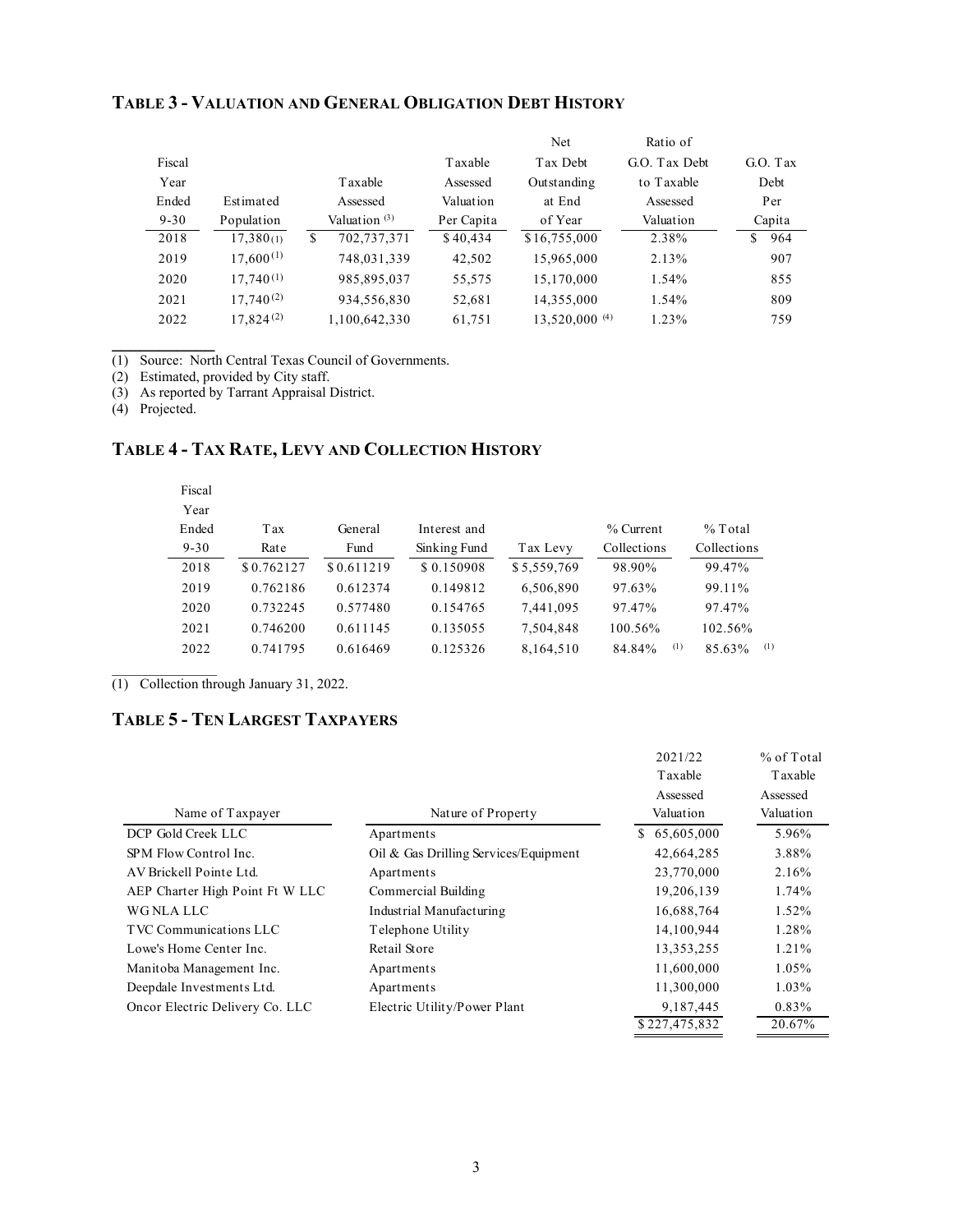## TABLE 3 - VALUATION AND GENERAL OBLIGATION DEBT HISTORY

| Fiscal Year Ended 9-30 | Estimated Population | Taxable Assessed Valuation [(3)] | Taxable Assessed Valuation Per Capita | Net Tax Debt Outstanding at End of Year | Ratio of G.O. Tax Debt to Taxable Assessed Valuation | G.O. Tax Debt Per Capita |
|---|---|---|---|---|---|---|
| 2018 | 17,380 [(1)] | $ 702,737,371 | $ 40,434 | $ 16,755,000 | 2.38% | $ 964 |
| 2019 | 17,600 [(1)] | 748,031,339 | 42,502 | 15,965,000 | 2.13% | 907 |
| 2020 | 17,740 [(1)] | 985,895,037 | 55,575 | 15,170,000 | 1.54% | 855 |
| 2021 | 17,740 [(2)] | 934,556,830 | 52,681 | 14,355,000 | 1.54% | 809 |
| 2022 | 17,824 [(2)] | 1,100,642,330 | 61,751 | 13,520,000 [(4)] | 1.23% | 759 |

(1) Source: North Central Texas Council of Governments.
(2) Estimated, provided by City staff.
(3) As reported by Tarrant Appraisal District.
(4) Projected.

## TABLE 4 - TAX RATE, LEVY AND COLLECTION HISTORY

| Fiscal Year Ended 9-30 | Tax Rate | General Fund | Interest and Sinking Fund | Tax Levy | % Current Collections | % Total Collections |
|---|---|---|---|---|---|---|
| 2018 | $ 0.762127 | $ 0.611219 | $ 0.150908 | $ 5,559,769 | 98.90% | 99.47% |
| 2019 | 0.762186 | 0.612374 | 0.149812 | 6,506,890 | 97.63% | 99.11% |
| 2020 | 0.732245 | 0.577480 | 0.154765 | 7,441,095 | 97.47% | 97.47% |
| 2021 | 0.746200 | 0.611145 | 0.135055 | 7,504,848 | 100.56% | 102.56% |
| 2022 | 0.741795 | 0.616469 | 0.125326 | 8,164,510 | 84.84% [(1)] | 85.63% [(1)] |

(1) Collection through January 31, 2022.

## TABLE 5 - TEN LARGEST TAXPAYERS

| Name of Taxpayer | Nature of Property | 2021/22 Taxable Assessed Valuation | % of Total Taxable Assessed Valuation |
|---|---|---|---|
| DCP Gold Creek LLC | Apartments | $ 65,605,000 | 5.96% |
| SPM Flow Control Inc. | Oil & Gas Drilling Services/Equipment | 42,664,285 | 3.88% |
| AV Brickell Pointe Ltd. | Apartments | 23,770,000 | 2.16% |
| AEP Charter High Point Ft W LLC | Commercial Building | 19,206,139 | 1.74% |
| WG NLA LLC | Industrial Manufacturing | 16,688,764 | 1.52% |
| TVC Communications LLC | Telephone Utility | 14,100,944 | 1.28% |
| Lowe's Home Center Inc. | Retail Store | 13,353,255 | 1.21% |
| Manitoba Management Inc. | Apartments | 11,600,000 | 1.05% |
| Deepdale Investments Ltd. | Apartments | 11,300,000 | 1.03% |
| Oncor Electric Delivery Co. LLC | Electric Utility/Power Plant | 9,187,445 | 0.83% |
| | | $ 227,475,832 | 20.67% |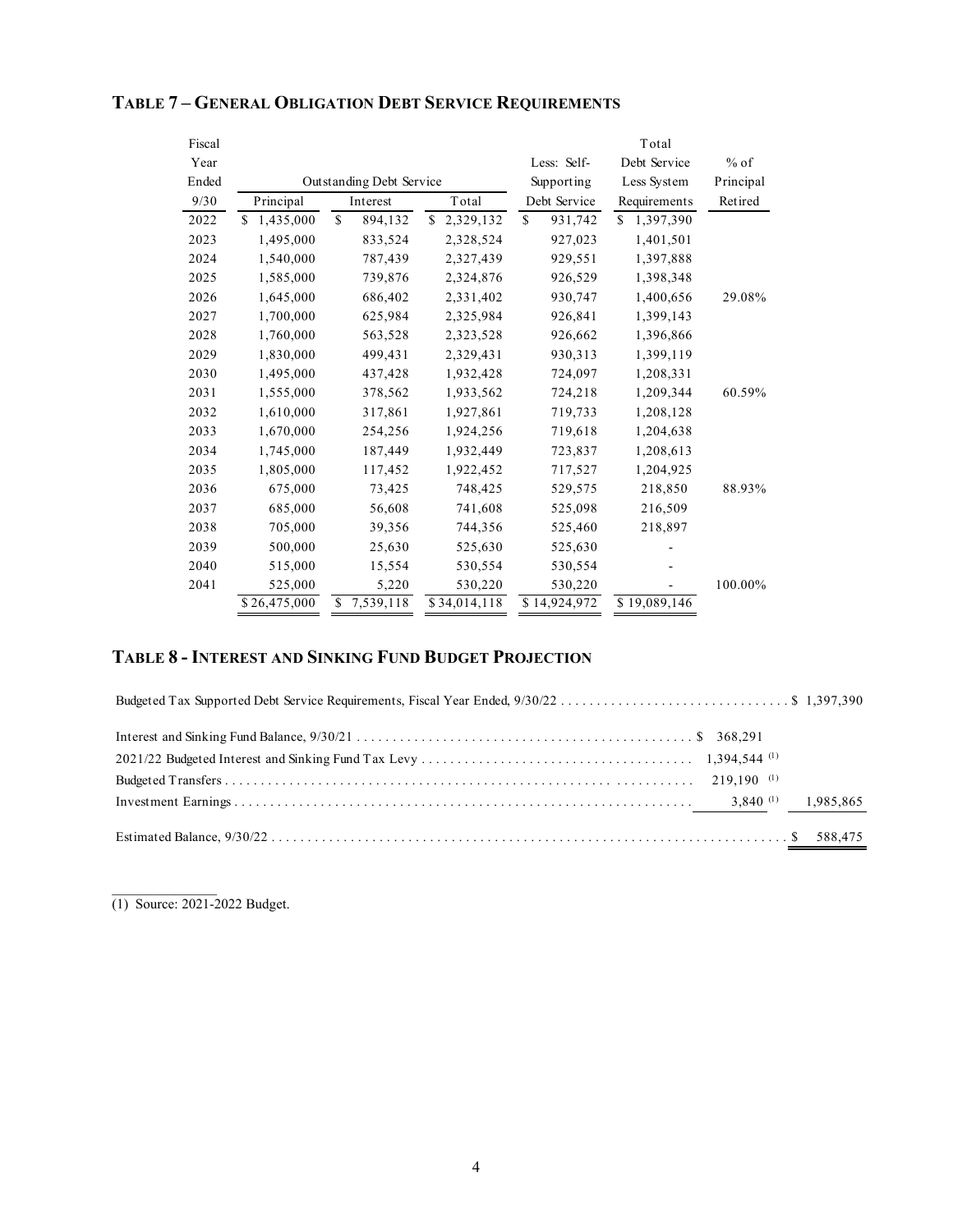## TABLE 7 – GENERAL OBLIGATION DEBT SERVICE REQUIREMENTS

| Fiscal Year Ended 9/30 | Outstanding Debt Service | | | Less: Self-Supporting Debt Service | Total Debt Service Less System Requirements | % of Principal Retired |
|---|---|---|---|---|---|---|
| | Principal | Interest | Total | | | |
| 2022 | $ 1,435,000 | $ 894,132 | $ 2,329,132 | $ 931,742 | $ 1,397,390 | |
| 2023 | 1,495,000 | 833,524 | 2,328,524 | 927,023 | 1,401,501 | |
| 2024 | 1,540,000 | 787,439 | 2,327,439 | 929,551 | 1,397,888 | |
| 2025 | 1,585,000 | 739,876 | 2,324,876 | 926,529 | 1,398,348 | |
| 2026 | 1,645,000 | 686,402 | 2,331,402 | 930,747 | 1,400,656 | 29.08% |
| 2027 | 1,700,000 | 625,984 | 2,325,984 | 926,841 | 1,399,143 | |
| 2028 | 1,760,000 | 563,528 | 2,323,528 | 926,662 | 1,396,866 | |
| 2029 | 1,830,000 | 499,431 | 2,329,431 | 930,313 | 1,399,119 | |
| 2030 | 1,495,000 | 437,428 | 1,932,428 | 724,097 | 1,208,331 | |
| 2031 | 1,555,000 | 378,562 | 1,933,562 | 724,218 | 1,209,344 | 60.59% |
| 2032 | 1,610,000 | 317,861 | 1,927,861 | 719,733 | 1,208,128 | |
| 2033 | 1,670,000 | 254,256 | 1,924,256 | 719,618 | 1,204,638 | |
| 2034 | 1,745,000 | 187,449 | 1,932,449 | 723,837 | 1,208,613 | |
| 2035 | 1,805,000 | 117,452 | 1,922,452 | 717,527 | 1,204,925 | |
| 2036 | 675,000 | 73,425 | 748,425 | 529,575 | 218,850 | 88.93% |
| 2037 | 685,000 | 56,608 | 741,608 | 525,098 | 216,509 | |
| 2038 | 705,000 | 39,356 | 744,356 | 525,460 | 218,897 | |
| 2039 | 500,000 | 25,630 | 525,630 | 525,630 | - | |
| 2040 | 515,000 | 15,554 | 530,554 | 530,554 | - | |
| 2041 | 525,000 | 5,220 | 530,220 | 530,220 | - | 100.00% |
| | $ 26,475,000 | $ 7,539,118 | $ 34,014,118 | $ 14,924,972 | $ 19,089,146 | |

## TABLE 8 - INTEREST AND SINKING FUND BUDGET PROJECTION

| | | |
|---|---|---|
| Budgeted Tax Supported Debt Service Requirements, Fiscal Year Ended, 9/30/22 | | $ 1,397,390 |
| Interest and Sinking Fund Balance, 9/30/21 | $ 368,291 | |
| 2021/22 Budgeted Interest and Sinking Fund Tax Levy | 1,394,544 (1) | |
| Budgeted Transfers | 219,190 (1) | |
| Investment Earnings | 3,840 (1) | 1,985,865 |
| Estimated Balance, 9/30/22 | | $ 588,475 |

(1) Source: 2021-2022 Budget.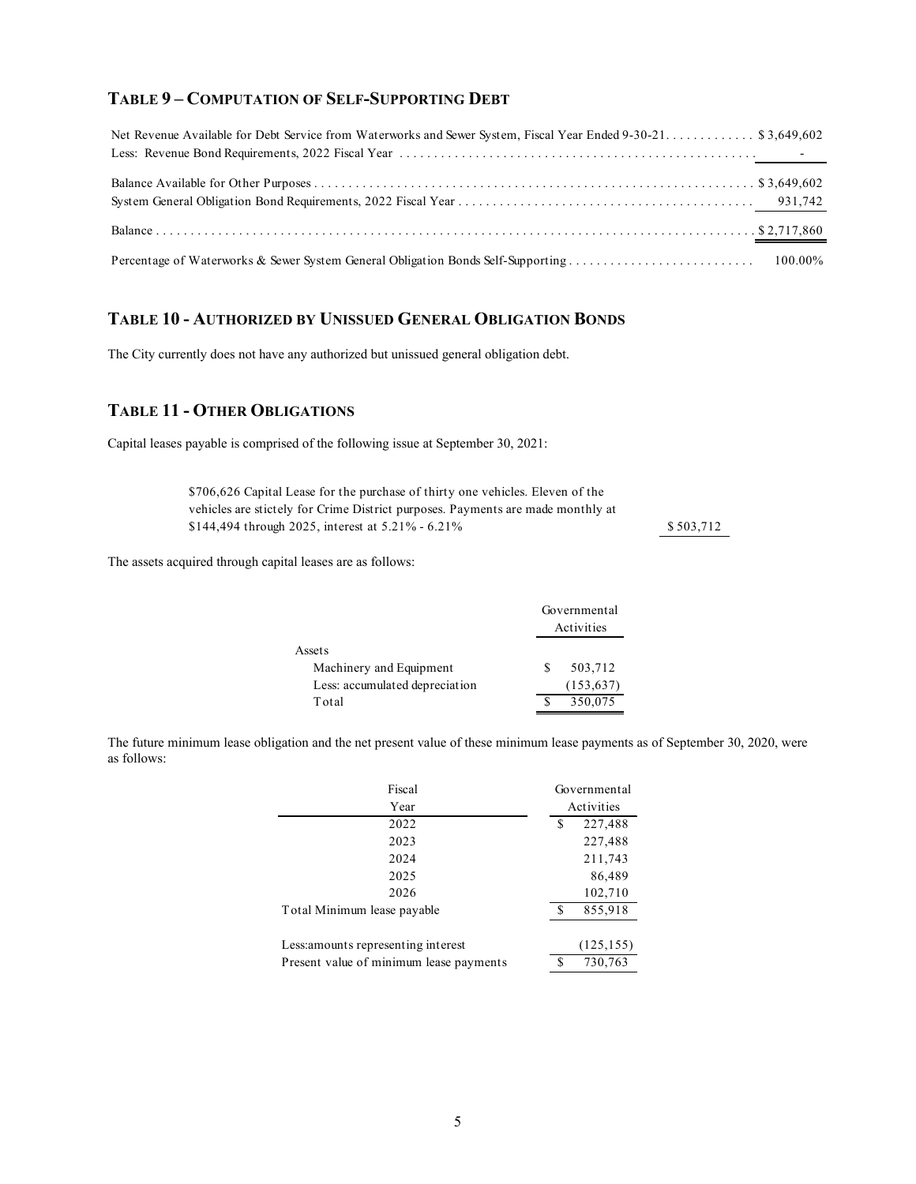## TABLE 9 – COMPUTATION OF SELF-SUPPORTING DEBT

| | |
|---|---|
| Net Revenue Available for Debt Service from Waterworks and Sewer System, Fiscal Year Ended 9-30-21 | $ 3,649,602 |
| Less: Revenue Bond Requirements, 2022 Fiscal Year | - |
| Balance Available for Other Purposes | $ 3,649,602 |
| System General Obligation Bond Requirements, 2022 Fiscal Year | 931,742 |
| Balance | $ 2,717,860 |
| Percentage of Waterworks & Sewer System General Obligation Bonds Self-Supporting | 100.00% |

## TABLE 10 - AUTHORIZED BY UNISSUED GENERAL OBLIGATION BONDS

The City currently does not have any authorized but unissued general obligation debt.

## TABLE 11 - OTHER OBLIGATIONS

Capital leases payable is comprised of the following issue at September 30, 2021:

| | |
|---|---|
| $706,626 Capital Lease for the purchase of thirty one vehicles. Eleven of the vehicles are stictely for Crime District purposes. Payments are made monthly at $144,494 through 2025, interest at 5.21% - 6.21% | $ 503,712 |

The assets acquired through capital leases are as follows:

| | Governmental Activities |
|---|---|
| Assets | |
| Machinery and Equipment | $ 503,712 |
| Less: accumulated depreciation | (153,637) |
| Total | $ 350,075 |

The future minimum lease obligation and the net present value of these minimum lease payments as of September 30, 2020, were as follows:

| Fiscal Year | Governmental Activities |
|---|---|
| 2022 | $ 227,488 |
| 2023 | 227,488 |
| 2024 | 211,743 |
| 2025 | 86,489 |
| 2026 | 102,710 |
| Total Minimum lease payable | $ 855,918 |
| Less:amounts representing interest | (125,155) |
| Present value of minimum lease payments | $ 730,763 |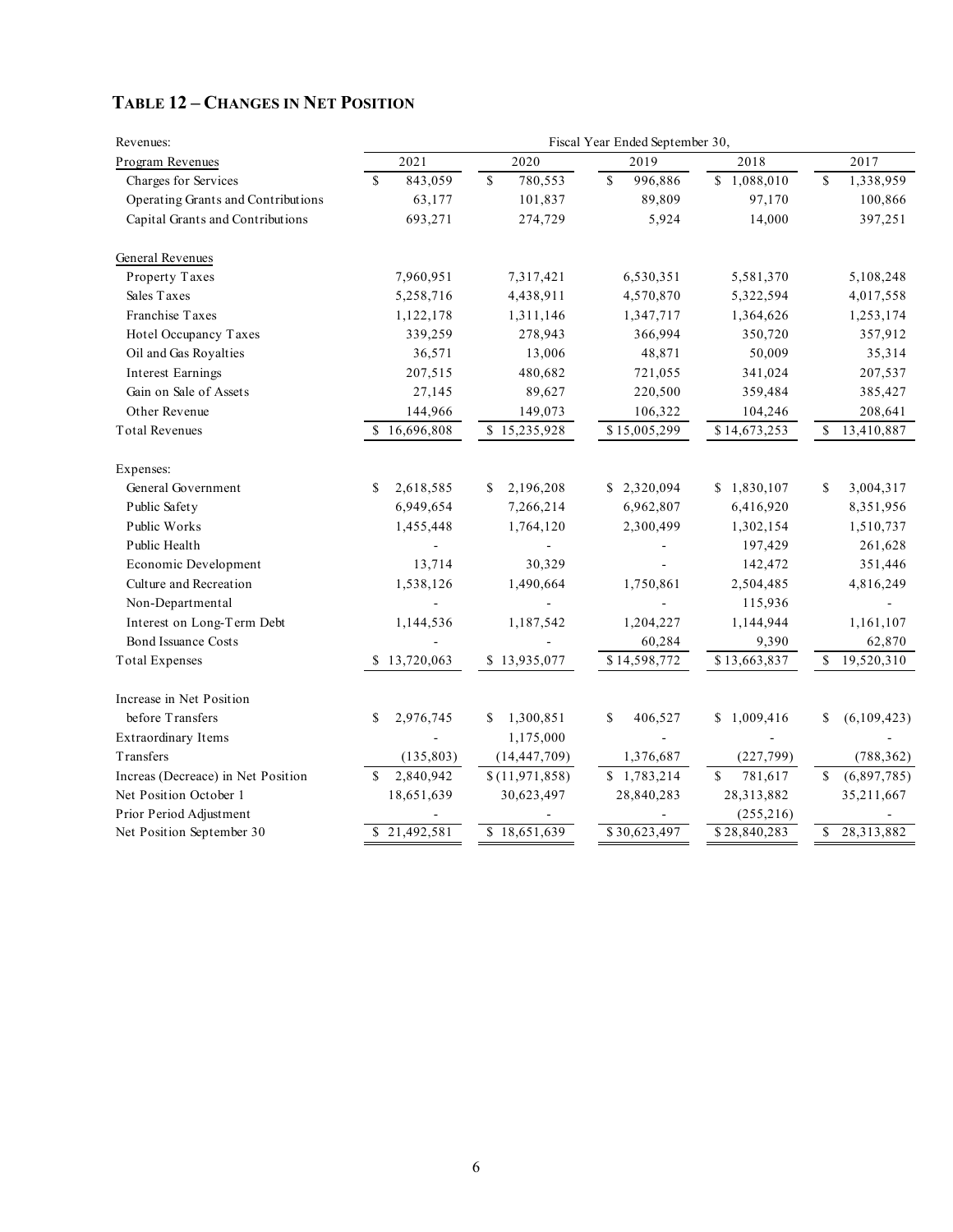# TABLE 12 – CHANGES IN NET POSITION

| Revenues: | Fiscal Year Ended September 30, | | | | |
|---|---|---|---|---|---|
| Program Revenues | 2021 | 2020 | 2019 | 2018 | 2017 |
| Charges for Services | $ 843,059 | $ 780,553 | $ 996,886 | $ 1,088,010 | $ 1,338,959 |
| Operating Grants and Contributions | 63,177 | 101,837 | 89,809 | 97,170 | 100,866 |
| Capital Grants and Contributions | 693,271 | 274,729 | 5,924 | 14,000 | 397,251 |
| General Revenues | | | | | |
| Property Taxes | 7,960,951 | 7,317,421 | 6,530,351 | 5,581,370 | 5,108,248 |
| Sales Taxes | 5,258,716 | 4,438,911 | 4,570,870 | 5,322,594 | 4,017,558 |
| Franchise Taxes | 1,122,178 | 1,311,146 | 1,347,717 | 1,364,626 | 1,253,174 |
| Hotel Occupancy Taxes | 339,259 | 278,943 | 366,994 | 350,720 | 357,912 |
| Oil and Gas Royalties | 36,571 | 13,006 | 48,871 | 50,009 | 35,314 |
| Interest Earnings | 207,515 | 480,682 | 721,055 | 341,024 | 207,537 |
| Gain on Sale of Assets | 27,145 | 89,627 | 220,500 | 359,484 | 385,427 |
| Other Revenue | 144,966 | 149,073 | 106,322 | 104,246 | 208,641 |
| Total Revenues | $ 16,696,808 | $ 15,235,928 | $ 15,005,299 | $ 14,673,253 | $ 13,410,887 |
| Expenses: | | | | | |
| General Government | $ 2,618,585 | $ 2,196,208 | $ 2,320,094 | $ 1,830,107 | $ 3,004,317 |
| Public Safety | 6,949,654 | 7,266,214 | 6,962,807 | 6,416,920 | 8,351,956 |
| Public Works | 1,455,448 | 1,764,120 | 2,300,499 | 1,302,154 | 1,510,737 |
| Public Health | - | - | - | 197,429 | 261,628 |
| Economic Development | 13,714 | 30,329 | - | 142,472 | 351,446 |
| Culture and Recreation | 1,538,126 | 1,490,664 | 1,750,861 | 2,504,485 | 4,816,249 |
| Non-Departmental | - | - | - | 115,936 | - |
| Interest on Long-Term Debt | 1,144,536 | 1,187,542 | 1,204,227 | 1,144,944 | 1,161,107 |
| Bond Issuance Costs | - | - | 60,284 | 9,390 | 62,870 |
| Total Expenses | $ 13,720,063 | $ 13,935,077 | $ 14,598,772 | $ 13,663,837 | $ 19,520,310 |
| Increase in Net Position before Transfers | $ 2,976,745 | $ 1,300,851 | $ 406,527 | $ 1,009,416 | $ (6,109,423) |
| Extraordinary Items | - | 1,175,000 | - | - | - |
| Transfers | (135,803) | (14,447,709) | 1,376,687 | (227,799) | (788,362) |
| Increas (Decrease) in Net Position | $ 2,840,942 | $ (11,971,858) | $ 1,783,214 | $ 781,617 | $ (6,897,785) |
| Net Position October 1 | 18,651,639 | 30,623,497 | 28,840,283 | 28,313,882 | 35,211,667 |
| Prior Period Adjustment | - | - | - | (255,216) | - |
| Net Position September 30 | $ 21,492,581 | $ 18,651,639 | $ 30,623,497 | $ 28,840,283 | $ 28,313,882 |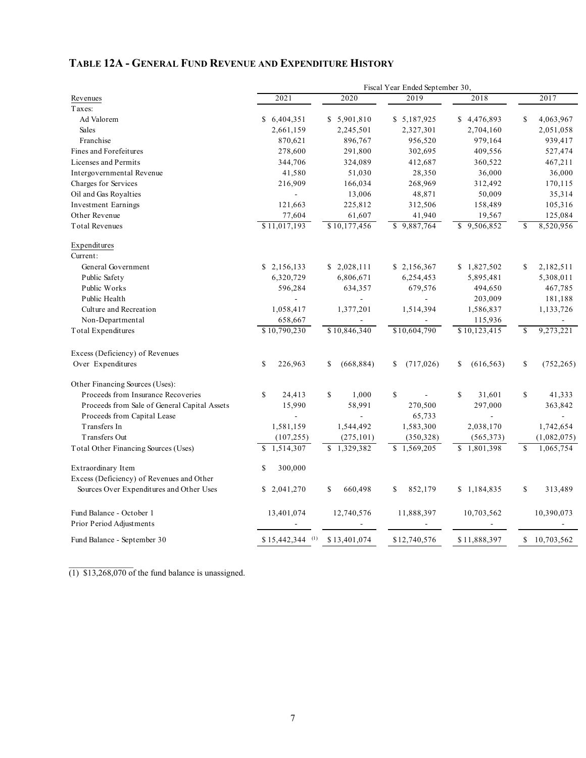# TABLE 12A - GENERAL FUND REVENUE AND EXPENDITURE HISTORY

| | Fiscal Year Ended September 30, | | | | |
|---|---|---|---|---|---|
| Revenues | 2021 | 2020 | 2019 | 2018 | 2017 |
| Taxes: | | | | | |
| Ad Valorem | $ 6,404,351 | $ 5,901,810 | $ 5,187,925 | $ 4,476,893 | $ 4,063,967 |
| Sales | 2,661,159 | 2,245,501 | 2,327,301 | 2,704,160 | 2,051,058 |
| Franchise | 870,621 | 896,767 | 956,520 | 979,164 | 939,417 |
| Fines and Forefeitures | 278,600 | 291,800 | 302,695 | 409,556 | 527,474 |
| Licenses and Permits | 344,706 | 324,089 | 412,687 | 360,522 | 467,211 |
| Intergovernmental Revenue | 41,580 | 51,030 | 28,350 | 36,000 | 36,000 |
| Charges for Services | 216,909 | 166,034 | 268,969 | 312,492 | 170,115 |
| Oil and Gas Royalties | - | 13,006 | 48,871 | 50,009 | 35,314 |
| Investment Earnings | 121,663 | 225,812 | 312,506 | 158,489 | 105,316 |
| Other Revenue | 77,604 | 61,607 | 41,940 | 19,567 | 125,084 |
| Total Revenues | $ 11,017,193 | $ 10,177,456 | $ 9,887,764 | $ 9,506,852 | $ 8,520,956 |
| Expenditures | | | | | |
| Current: | | | | | |
| General Government | $ 2,156,133 | $ 2,028,111 | $ 2,156,367 | $ 1,827,502 | $ 2,182,511 |
| Public Safety | 6,320,729 | 6,806,671 | 6,254,453 | 5,895,481 | 5,308,011 |
| Public Works | 596,284 | 634,357 | 679,576 | 494,650 | 467,785 |
| Public Health | - | - | - | 203,009 | 181,188 |
| Culture and Recreation | 1,058,417 | 1,377,201 | 1,514,394 | 1,586,837 | 1,133,726 |
| Non-Departmental | 658,667 | - | - | 115,936 | - |
| Total Expenditures | $ 10,790,230 | $ 10,846,340 | $ 10,604,790 | $ 10,123,415 | $ 9,273,221 |
| Excess (Deficiency) of Revenues Over Expenditures | $ 226,963 | $ (668,884) | $ (717,026) | $ (616,563) | $ (752,265) |
| Other Financing Sources (Uses): | | | | | |
| Proceeds from Insurance Recoveries | $ 24,413 | $ 1,000 | $ - | $ 31,601 | $ 41,333 |
| Proceeds from Sale of General Capital Assets | 15,990 | 58,991 | 270,500 | 297,000 | 363,842 |
| Proceeds from Capital Lease | - | - | 65,733 | - | - |
| Transfers In | 1,581,159 | 1,544,492 | 1,583,300 | 2,038,170 | 1,742,654 |
| Transfers Out | (107,255) | (275,101) | (350,328) | (565,373) | (1,082,075) |
| Total Other Financing Sources (Uses) | $ 1,514,307 | $ 1,329,382 | $ 1,569,205 | $ 1,801,398 | $ 1,065,754 |
| Extraordinary Item | $ 300,000 | | | | |
| Excess (Deficiency) of Revenues and Other Sources Over Expenditures and Other Uses | $ 2,041,270 | $ 660,498 | $ 852,179 | $ 1,184,835 | $ 313,489 |
| Fund Balance - October 1 | 13,401,074 | 12,740,576 | 11,888,397 | 10,703,562 | 10,390,073 |
| Prior Period Adjustments | - | - | - | - | - |
| Fund Balance - September 30 | $ 15,442,344 [1] | $ 13,401,074 | $ 12,740,576 | $ 11,888,397 | $ 10,703,562 |

(1) $13,268,070 of the fund balance is unassigned.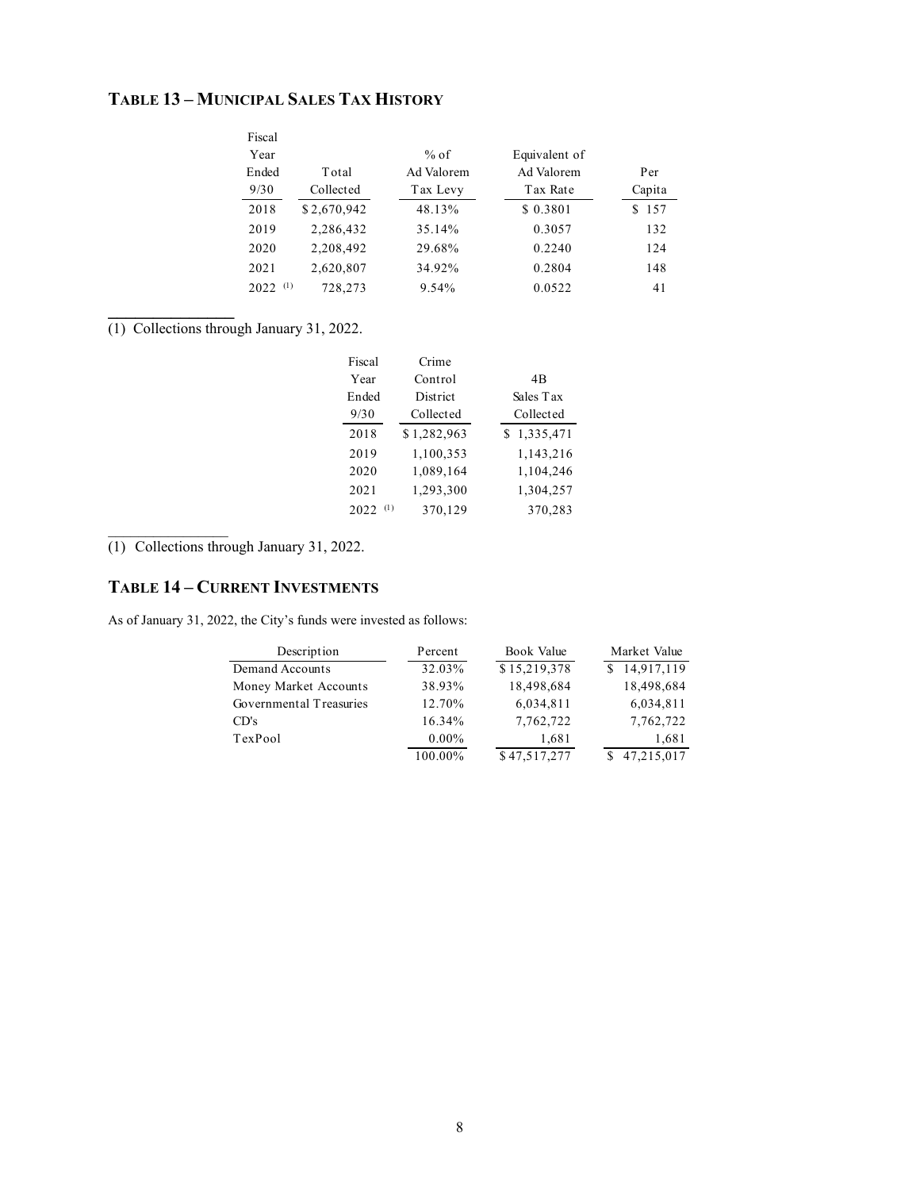## TABLE 13 – MUNICIPAL SALES TAX HISTORY

| Fiscal Year Ended 9/30 | Total Collected | % of Ad Valorem Tax Levy | Equivalent of Ad Valorem Tax Rate | Per Capita |
|---|---|---|---|---|
| 2018 | $ 2,670,942 | 48.13% | $ 0.3801 | $ 157 |
| 2019 | 2,286,432 | 35.14% | 0.3057 | 132 |
| 2020 | 2,208,492 | 29.68% | 0.2240 | 124 |
| 2021 | 2,620,807 | 34.92% | 0.2804 | 148 |
| 2022 (1) | 728,273 | 9.54% | 0.0522 | 41 |

(1) Collections through January 31, 2022.

| Fiscal Year Ended 9/30 | Crime Control District Collected | 4B Sales Tax Collected |
|---|---|---|
| 2018 | $ 1,282,963 | $ 1,335,471 |
| 2019 | 1,100,353 | 1,143,216 |
| 2020 | 1,089,164 | 1,104,246 |
| 2021 | 1,293,300 | 1,304,257 |
| 2022 (1) | 370,129 | 370,283 |

(1) Collections through January 31, 2022.

## TABLE 14 – CURRENT INVESTMENTS

As of January 31, 2022, the City's funds were invested as follows:

| Description | Percent | Book Value | Market Value |
|---|---|---|---|
| Demand Accounts | 32.03% | $ 15,219,378 | $ 14,917,119 |
| Money Market Accounts | 38.93% | 18,498,684 | 18,498,684 |
| Governmental Treasuries | 12.70% | 6,034,811 | 6,034,811 |
| CD's | 16.34% | 7,762,722 | 7,762,722 |
| TexPool | 0.00% | 1,681 | 1,681 |
| | 100.00% | $ 47,517,277 | $ 47,215,017 |